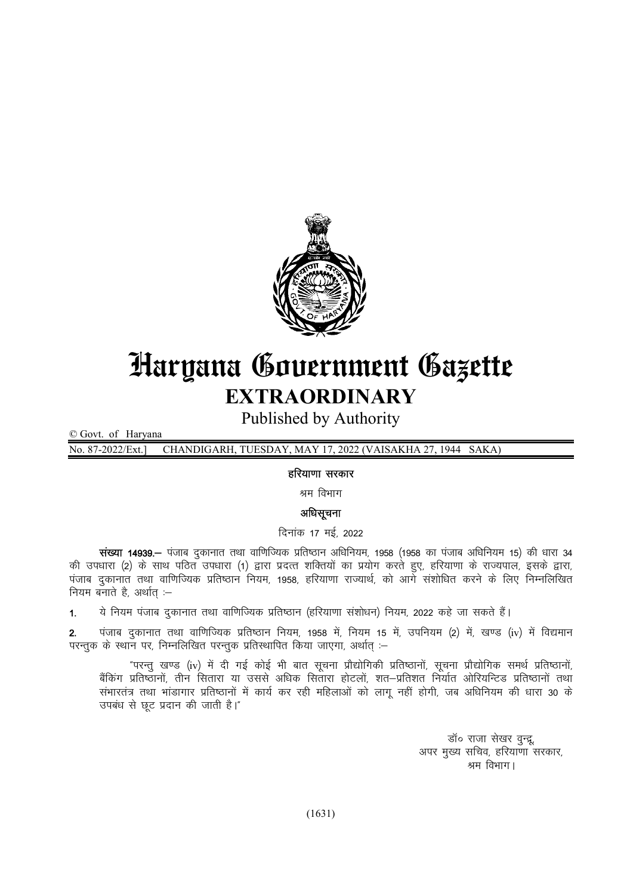# Haryana Government Gazette

## EXTRAORDINARY

Published by Authority

© Govt. of Haryana

No. 87-2022/Ext.] CHANDIGARH, TUESDAY, MAY 17, 2022 (VAISAKHA 27, 1944 SAKA)

**हरियाणा सरकार**

श्रम विभाग

**अधिसूचना**

दिनांक 17 मई, 2022

**संख्या 14939.**— पंजाब दुकानात तथा वाणिज्यिक प्रतिष्ठान अधिनियम, 1958 (1958 का पंजाब अधिनियम 15) की धारा 34 की उपधारा (2) के साथ पठित उपधारा (1) द्वारा प्रदत्त शक्तियों का प्रयोग करते हुए, हरियाणा के राज्यपाल, इसके द्वारा, पंजाब दुकानात तथा वाणिज्यिक प्रतिष्ठान नियम, 1958, हरियाणा राज्यार्थ, को आगे संशोधित करने के लिए निम्नलिखित नियम बनाते है, अर्थात् :–

1. ये नियम पंजाब दुकानात तथा वाणिज्यिक प्रतिष्ठान (हरियाणा संशोधन) नियम, 2022 कहे जा सकते हैं।

2. पंजाब दुकानात तथा वाणिज्यिक प्रतिष्ठान नियम, 1958 में, नियम 15 में, उपनियम (2) में, खण्ड (iv) में विद्यमान परन्तुक के स्थान पर, निम्नलिखित परन्तुक प्रतिस्थापित किया जाएगा, अर्थात् :–

> "परन्तु खण्ड (iv) में दी गई कोई भी बात सूचना प्रौद्योगिकी प्रतिष्ठानों, सूचना प्रौद्योगिक समर्थ प्रतिष्ठानों, बैंकिंग प्रतिष्ठानों, तीन सितारा या उससे अधिक सितारा होटलों, शत–प्रतिशत निर्यात ओरियन्टिड प्रतिष्ठानों तथा संभारतंत्र तथा भांडागार प्रतिष्ठानों में कार्य कर रही महिलाओं को लागू नहीं होगी, जब अधिनियम की धारा 30 के उपबंध से छूट प्रदान की जाती है।"

डॉ० राजा सेखर वुन्द्रू,
अपर मुख्य सचिव, हरियाणा सरकार,
श्रम विभाग।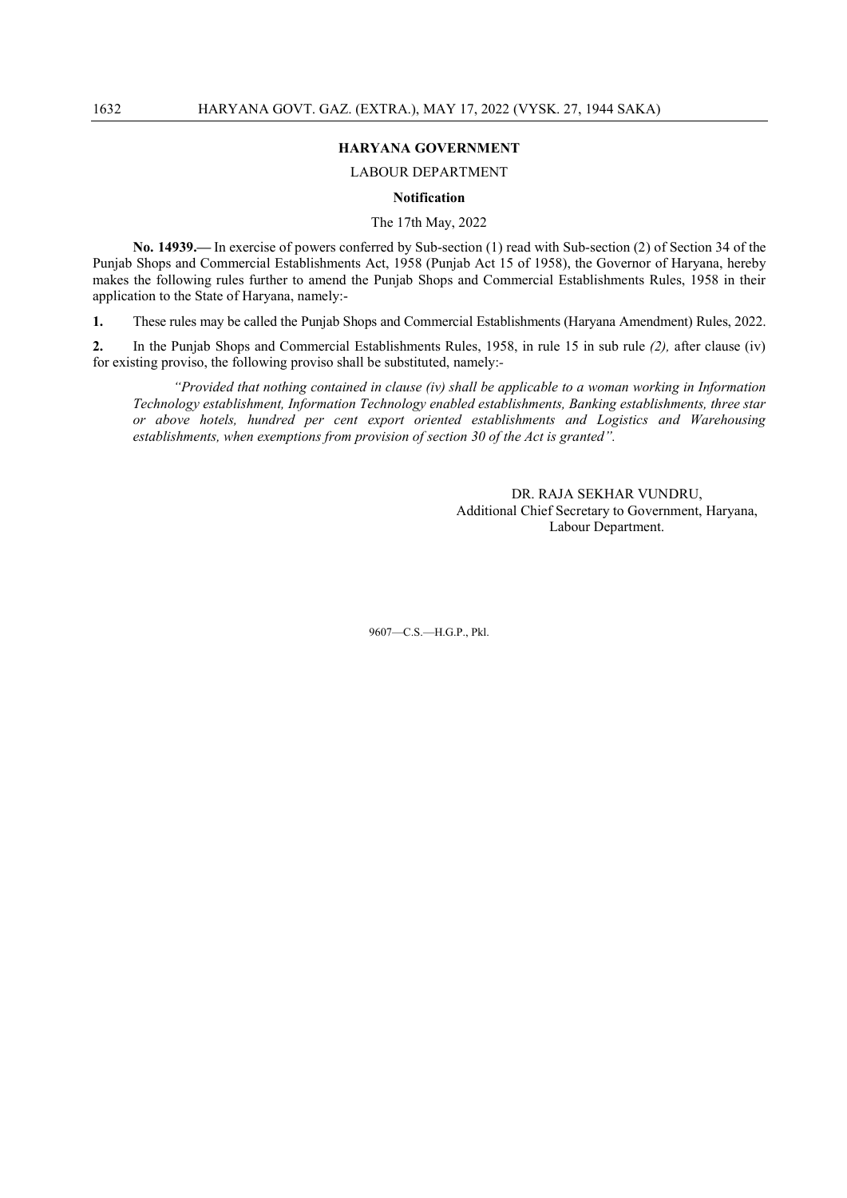**HARYANA GOVERNMENT**

LABOUR DEPARTMENT

**Notification**

The 17th May, 2022

**No. 14939.—** In exercise of powers conferred by Sub-section (1) read with Sub-section (2) of Section 34 of the Punjab Shops and Commercial Establishments Act, 1958 (Punjab Act 15 of 1958), the Governor of Haryana, hereby makes the following rules further to amend the Punjab Shops and Commercial Establishments Rules, 1958 in their application to the State of Haryana, namely:-

**1.** These rules may be called the Punjab Shops and Commercial Establishments (Haryana Amendment) Rules, 2022.

**2.** In the Punjab Shops and Commercial Establishments Rules, 1958, in rule 15 in sub rule *(2),* after clause (iv) for existing proviso, the following proviso shall be substituted, namely:-

*"Provided that nothing contained in clause (iv) shall be applicable to a woman working in Information Technology establishment, Information Technology enabled establishments, Banking establishments, three star or above hotels, hundred per cent export oriented establishments and Logistics and Warehousing establishments, when exemptions from provision of section 30 of the Act is granted".*

DR. RAJA SEKHAR VUNDRU,
Additional Chief Secretary to Government, Haryana,
Labour Department.

9607—C.S.—H.G.P., Pkl.